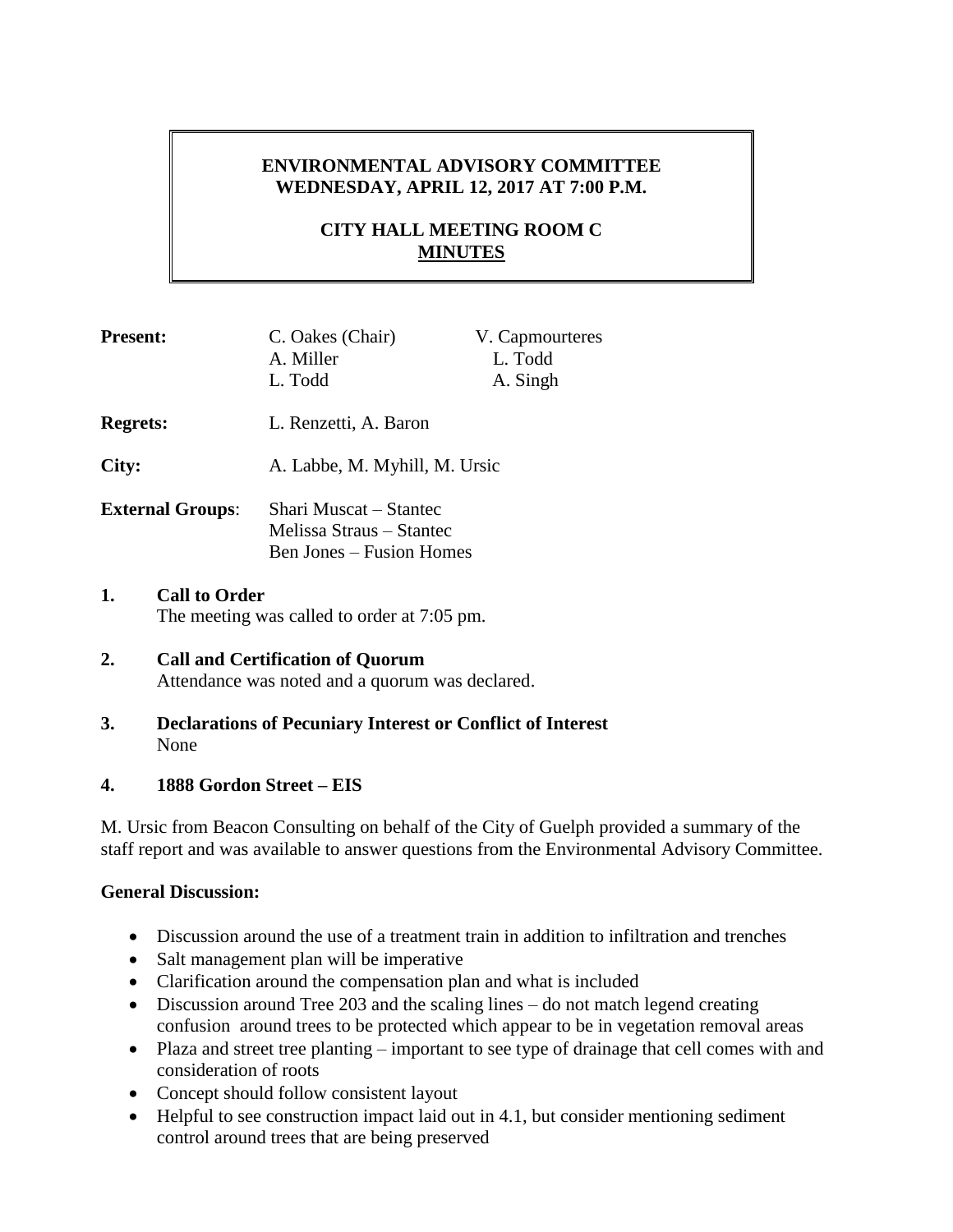# ENVIRONMENTAL ADVISORY COMMITTEE
## WEDNESDAY, APRIL 12, 2017 AT 7:00 P.M.

## CITY HALL MEETING ROOM C
## MINUTES

| | | |
|---|---|---|
| **Present:** | C. Oakes (Chair) | V. Capmourteres |
| | A. Miller | L. Todd |
| | L. Todd | A. Singh |
| **Regrets:** | L. Renzetti, A. Baron | |
| **City:** | A. Labbe, M. Myhill, M. Ursic | |
| **External Groups**: | Shari Muscat – Stantec | |
| | Melissa Straus – Stantec | |
| | Ben Jones – Fusion Homes | |

**1. Call to Order**

The meeting was called to order at 7:05 pm.

**2. Call and Certification of Quorum**

Attendance was noted and a quorum was declared.

**3. Declarations of Pecuniary Interest or Conflict of Interest**

None

**4. 1888 Gordon Street – EIS**

M. Ursic from Beacon Consulting on behalf of the City of Guelph provided a summary of the staff report and was available to answer questions from the Environmental Advisory Committee.

**General Discussion:**

- Discussion around the use of a treatment train in addition to infiltration and trenches
- Salt management plan will be imperative
- Clarification around the compensation plan and what is included
- Discussion around Tree 203 and the scaling lines – do not match legend creating confusion around trees to be protected which appear to be in vegetation removal areas
- Plaza and street tree planting – important to see type of drainage that cell comes with and consideration of roots
- Concept should follow consistent layout
- Helpful to see construction impact laid out in 4.1, but consider mentioning sediment control around trees that are being preserved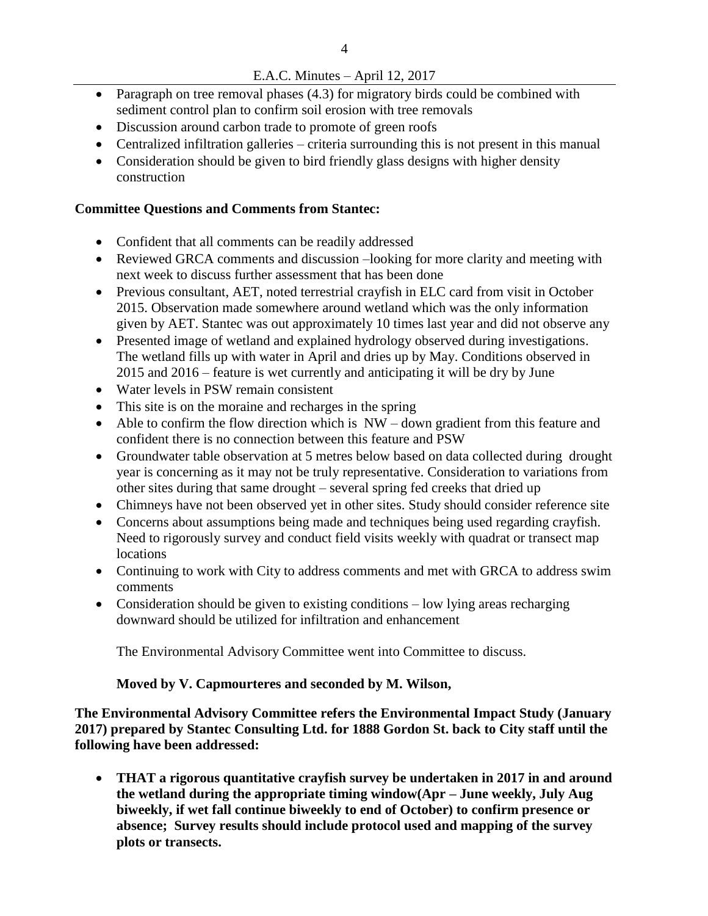- Paragraph on tree removal phases (4.3) for migratory birds could be combined with sediment control plan to confirm soil erosion with tree removals
- Discussion around carbon trade to promote of green roofs
- Centralized infiltration galleries – criteria surrounding this is not present in this manual
- Consideration should be given to bird friendly glass designs with higher density construction

**Committee Questions and Comments from Stantec:**

- Confident that all comments can be readily addressed
- Reviewed GRCA comments and discussion –looking for more clarity and meeting with next week to discuss further assessment that has been done
- Previous consultant, AET, noted terrestrial crayfish in ELC card from visit in October 2015. Observation made somewhere around wetland which was the only information given by AET. Stantec was out approximately 10 times last year and did not observe any
- Presented image of wetland and explained hydrology observed during investigations. The wetland fills up with water in April and dries up by May. Conditions observed in 2015 and 2016 – feature is wet currently and anticipating it will be dry by June
- Water levels in PSW remain consistent
- This site is on the moraine and recharges in the spring
- Able to confirm the flow direction which is NW – down gradient from this feature and confident there is no connection between this feature and PSW
- Groundwater table observation at 5 metres below based on data collected during drought year is concerning as it may not be truly representative. Consideration to variations from other sites during that same drought – several spring fed creeks that dried up
- Chimneys have not been observed yet in other sites. Study should consider reference site
- Concerns about assumptions being made and techniques being used regarding crayfish. Need to rigorously survey and conduct field visits weekly with quadrat or transect map locations
- Continuing to work with City to address comments and met with GRCA to address swim comments
- Consideration should be given to existing conditions – low lying areas recharging downward should be utilized for infiltration and enhancement

The Environmental Advisory Committee went into Committee to discuss.

**Moved by V. Capmourteres and seconded by M. Wilson,**

**The Environmental Advisory Committee refers the Environmental Impact Study (January 2017) prepared by Stantec Consulting Ltd. for 1888 Gordon St. back to City staff until the following have been addressed:**

- **THAT a rigorous quantitative crayfish survey be undertaken in 2017 in and around the wetland during the appropriate timing window(Apr – June weekly, July Aug biweekly, if wet fall continue biweekly to end of October) to confirm presence or absence; Survey results should include protocol used and mapping of the survey plots or transects.**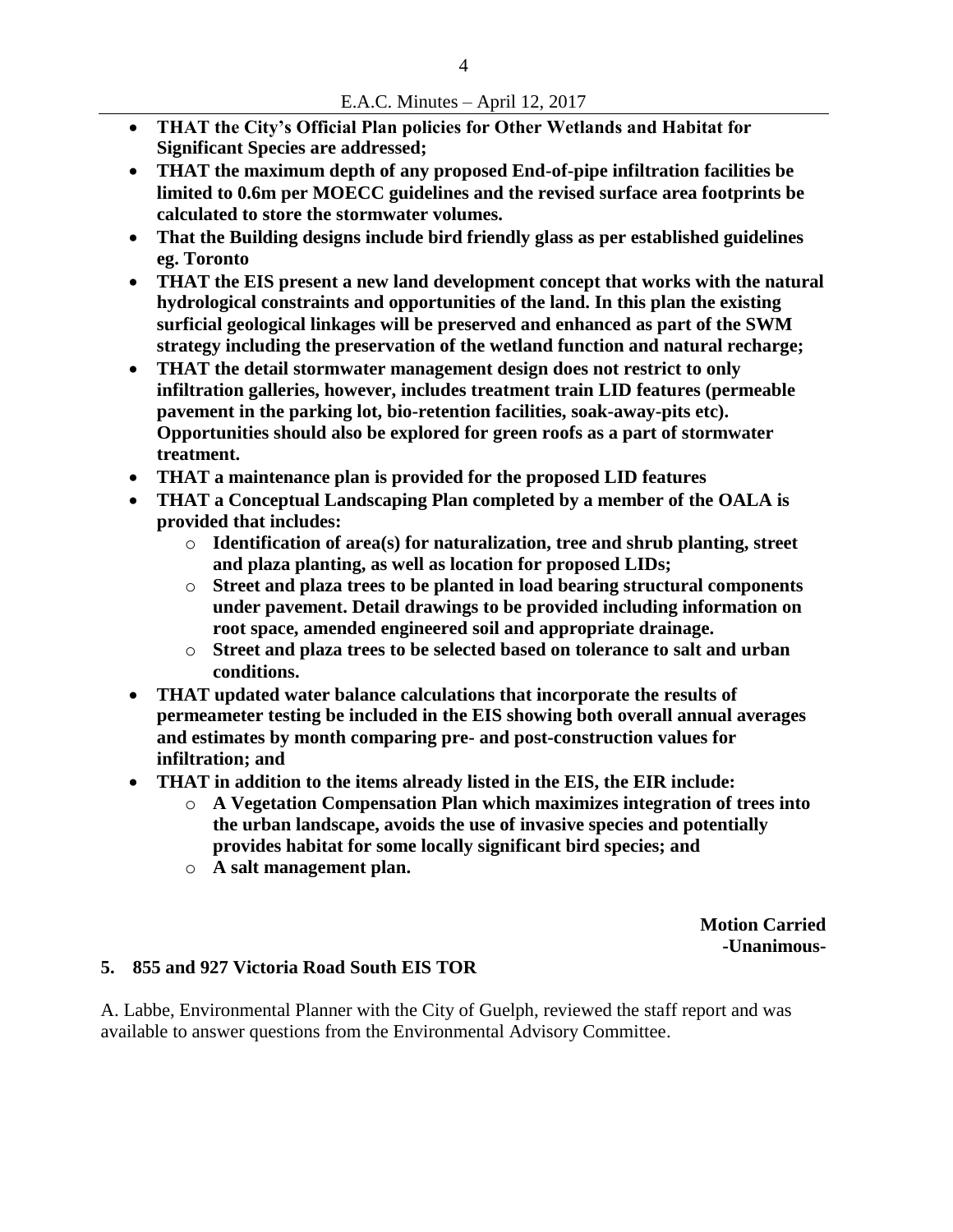- **THAT the City's Official Plan policies for Other Wetlands and Habitat for Significant Species are addressed;**
- **THAT the maximum depth of any proposed End-of-pipe infiltration facilities be limited to 0.6m per MOECC guidelines and the revised surface area footprints be calculated to store the stormwater volumes.**
- **That the Building designs include bird friendly glass as per established guidelines eg. Toronto**
- **THAT the EIS present a new land development concept that works with the natural hydrological constraints and opportunities of the land. In this plan the existing surficial geological linkages will be preserved and enhanced as part of the SWM strategy including the preservation of the wetland function and natural recharge;**
- **THAT the detail stormwater management design does not restrict to only infiltration galleries, however, includes treatment train LID features (permeable pavement in the parking lot, bio-retention facilities, soak-away-pits etc). Opportunities should also be explored for green roofs as a part of stormwater treatment.**
- **THAT a maintenance plan is provided for the proposed LID features**
- **THAT a Conceptual Landscaping Plan completed by a member of the OALA is provided that includes:**
    - **Identification of area(s) for naturalization, tree and shrub planting, street and plaza planting, as well as location for proposed LIDs;**
    - **Street and plaza trees to be planted in load bearing structural components under pavement. Detail drawings to be provided including information on root space, amended engineered soil and appropriate drainage.**
    - **Street and plaza trees to be selected based on tolerance to salt and urban conditions.**
- **THAT updated water balance calculations that incorporate the results of permeameter testing be included in the EIS showing both overall annual averages and estimates by month comparing pre- and post-construction values for infiltration; and**
- **THAT in addition to the items already listed in the EIS, the EIR include:**
    - **A Vegetation Compensation Plan which maximizes integration of trees into the urban landscape, avoids the use of invasive species and potentially provides habitat for some locally significant bird species; and**
    - **A salt management plan.**

**Motion Carried**
**-Unanimous-**

## 5. 855 and 927 Victoria Road South EIS TOR

A. Labbe, Environmental Planner with the City of Guelph, reviewed the staff report and was available to answer questions from the Environmental Advisory Committee.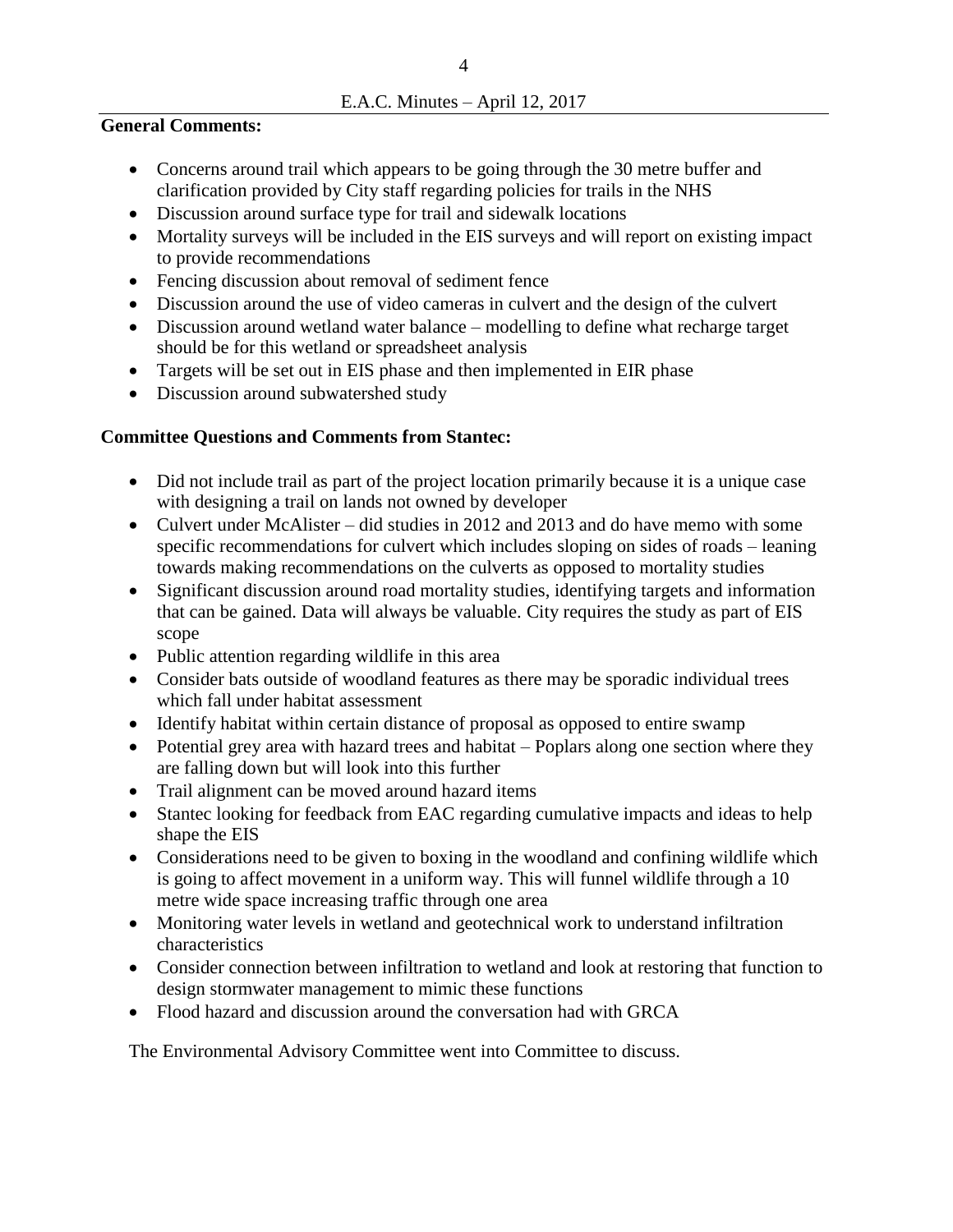**General Comments:**

- Concerns around trail which appears to be going through the 30 metre buffer and clarification provided by City staff regarding policies for trails in the NHS
- Discussion around surface type for trail and sidewalk locations
- Mortality surveys will be included in the EIS surveys and will report on existing impact to provide recommendations
- Fencing discussion about removal of sediment fence
- Discussion around the use of video cameras in culvert and the design of the culvert
- Discussion around wetland water balance – modelling to define what recharge target should be for this wetland or spreadsheet analysis
- Targets will be set out in EIS phase and then implemented in EIR phase
- Discussion around subwatershed study

**Committee Questions and Comments from Stantec:**

- Did not include trail as part of the project location primarily because it is a unique case with designing a trail on lands not owned by developer
- Culvert under McAlister – did studies in 2012 and 2013 and do have memo with some specific recommendations for culvert which includes sloping on sides of roads – leaning towards making recommendations on the culverts as opposed to mortality studies
- Significant discussion around road mortality studies, identifying targets and information that can be gained. Data will always be valuable. City requires the study as part of EIS scope
- Public attention regarding wildlife in this area
- Consider bats outside of woodland features as there may be sporadic individual trees which fall under habitat assessment
- Identify habitat within certain distance of proposal as opposed to entire swamp
- Potential grey area with hazard trees and habitat – Poplars along one section where they are falling down but will look into this further
- Trail alignment can be moved around hazard items
- Stantec looking for feedback from EAC regarding cumulative impacts and ideas to help shape the EIS
- Considerations need to be given to boxing in the woodland and confining wildlife which is going to affect movement in a uniform way. This will funnel wildlife through a 10 metre wide space increasing traffic through one area
- Monitoring water levels in wetland and geotechnical work to understand infiltration characteristics
- Consider connection between infiltration to wetland and look at restoring that function to design stormwater management to mimic these functions
- Flood hazard and discussion around the conversation had with GRCA

The Environmental Advisory Committee went into Committee to discuss.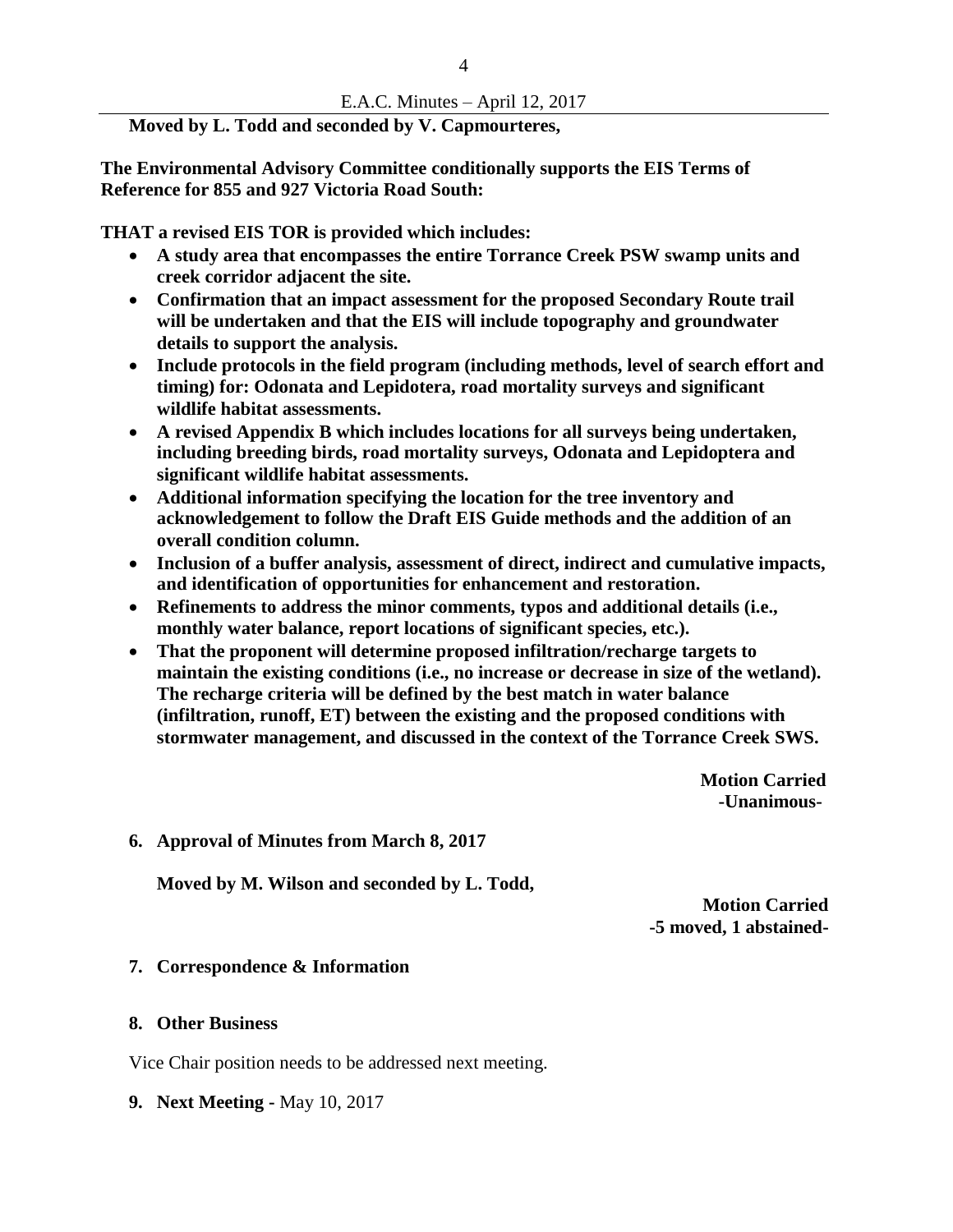**Moved by L. Todd and seconded by V. Capmourteres,**

**The Environmental Advisory Committee conditionally supports the EIS Terms of Reference for 855 and 927 Victoria Road South:**

**THAT a revised EIS TOR is provided which includes:**

- **A study area that encompasses the entire Torrance Creek PSW swamp units and creek corridor adjacent the site.**
- **Confirmation that an impact assessment for the proposed Secondary Route trail will be undertaken and that the EIS will include topography and groundwater details to support the analysis.**
- **Include protocols in the field program (including methods, level of search effort and timing) for: Odonata and Lepidotera, road mortality surveys and significant wildlife habitat assessments.**
- **A revised Appendix B which includes locations for all surveys being undertaken, including breeding birds, road mortality surveys, Odonata and Lepidoptera and significant wildlife habitat assessments.**
- **Additional information specifying the location for the tree inventory and acknowledgement to follow the Draft EIS Guide methods and the addition of an overall condition column.**
- **Inclusion of a buffer analysis, assessment of direct, indirect and cumulative impacts, and identification of opportunities for enhancement and restoration.**
- **Refinements to address the minor comments, typos and additional details (i.e., monthly water balance, report locations of significant species, etc.).**
- **That the proponent will determine proposed infiltration/recharge targets to maintain the existing conditions (i.e., no increase or decrease in size of the wetland). The recharge criteria will be defined by the best match in water balance (infiltration, runoff, ET) between the existing and the proposed conditions with stormwater management, and discussed in the context of the Torrance Creek SWS.**

**Motion Carried**
**-Unanimous-**

## 6. Approval of Minutes from March 8, 2017

**Moved by M. Wilson and seconded by L. Todd,**

**Motion Carried**
**-5 moved, 1 abstained-**

## 7. Correspondence & Information

## 8. Other Business

Vice Chair position needs to be addressed next meeting.

**9. Next Meeting -** May 10, 2017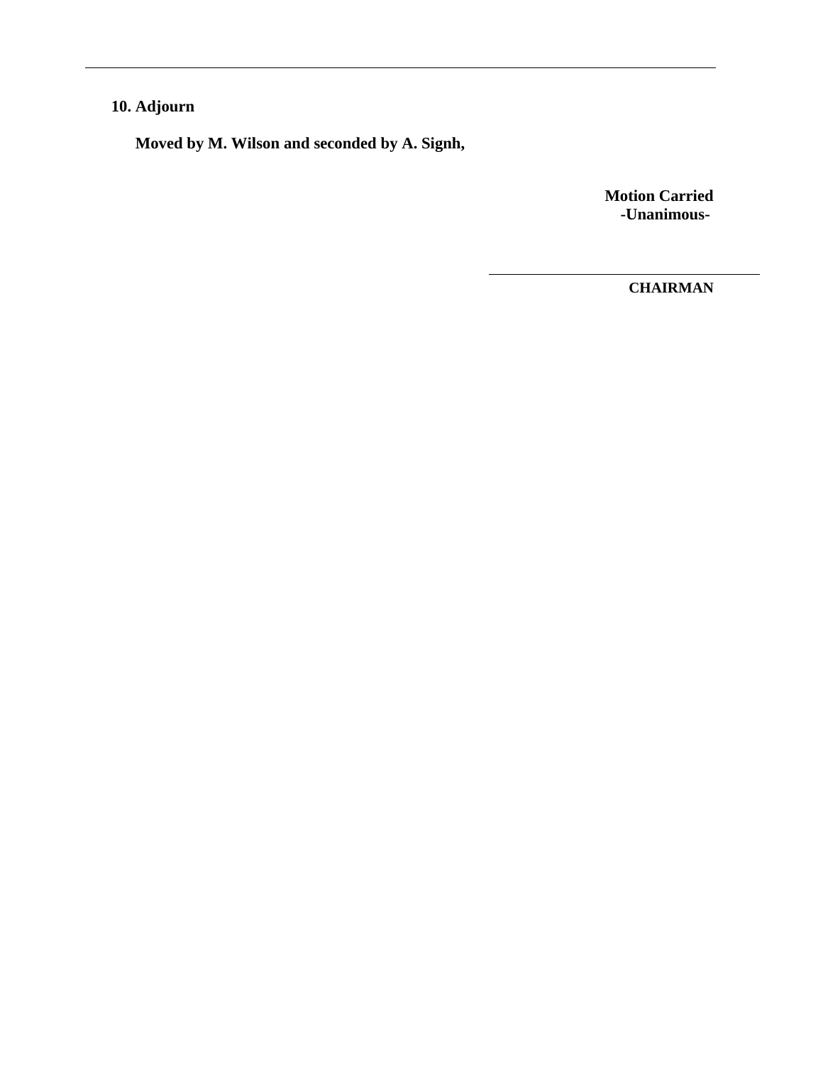---

**10. Adjourn**

**Moved by M. Wilson and seconded by A. Signh,**

**Motion Carried**
**-Unanimous-**

\_\_\_\_\_\_\_\_\_\_\_\_\_\_\_\_\_\_\_\_\_\_\_\_\_\_\_\_\_\_\_\_

**CHAIRMAN**